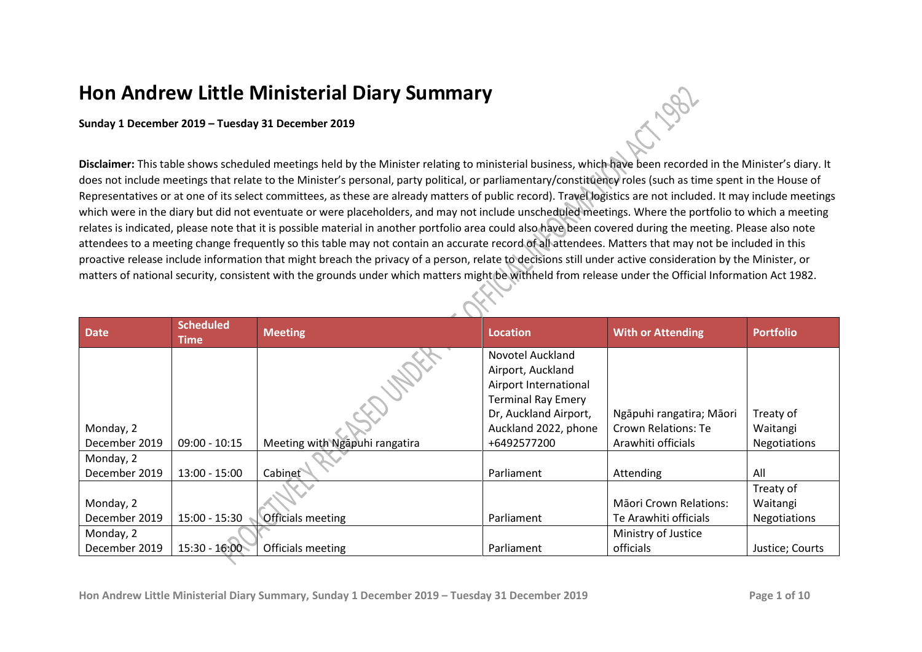# Hon Andrew Little Ministerial Diary Summary

**Sunday 1 December 2019 – Tuesday 31 December 2019**

**Disclaimer:** This table shows scheduled meetings held by the Minister relating to ministerial business, which have been recorded in the Minister's diary. It does not include meetings that relate to the Minister's personal, party political, or parliamentary/constituency roles (such as time spent in the House of Representatives or at one of its select committees, as these are already matters of public record). Travel logistics are not included. It may include meetings which were in the diary but did not eventuate or were placeholders, and may not include unscheduled meetings. Where the portfolio to which a meeting relates is indicated, please note that it is possible material in another portfolio area could also have been covered during the meeting. Please also note attendees to a meeting change frequently so this table may not contain an accurate record of all attendees. Matters that may not be included in this proactive release include information that might breach the privacy of a person, relate to decisions still under active consideration by the Minister, or matters of national security, consistent with the grounds under which matters might be withheld from release under the Official Information Act 1982.

| Date | Scheduled Time | Meeting | Location | With or Attending | Portfolio |
|---|---|---|---|---|---|
| Monday, 2 December 2019 | 09:00 - 10:15 | Meeting with Ngāpuhi rangatira | Novotel Auckland Airport, Auckland Airport International Terminal Ray Emery Dr, Auckland Airport, Auckland 2022, phone +6492577200 | Ngāpuhi rangatira; Māori Crown Relations: Te Arawhiti officials | Treaty of Waitangi Negotiations |
| Monday, 2 December 2019 | 13:00 - 15:00 | Cabinet | Parliament | Attending | All |
| Monday, 2 December 2019 | 15:00 - 15:30 | Officials meeting | Parliament | Māori Crown Relations: Te Arawhiti officials | Treaty of Waitangi Negotiations |
| Monday, 2 December 2019 | 15:30 - 16:00 | Officials meeting | Parliament | Ministry of Justice officials | Justice; Courts |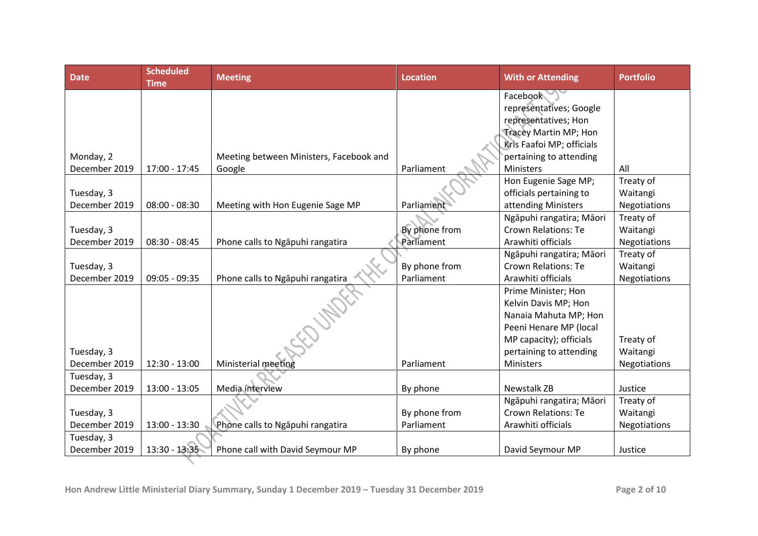| Date | Scheduled Time | Meeting | Location | With or Attending | Portfolio |
|---|---|---|---|---|---|
| Monday, 2 December 2019 | 17:00 - 17:45 | Meeting between Ministers, Facebook and Google | Parliament | Facebook representatives; Google representatives; Hon Tracey Martin MP; Hon Kris Faafoi MP; officials pertaining to attending Ministers | All |
| Tuesday, 3 December 2019 | 08:00 - 08:30 | Meeting with Hon Eugenie Sage MP | Parliament | Hon Eugenie Sage MP; officials pertaining to attending Ministers | Treaty of Waitangi Negotiations |
| Tuesday, 3 December 2019 | 08:30 - 08:45 | Phone calls to Ngāpuhi rangatira | By phone from Parliament | Ngāpuhi rangatira; Māori Crown Relations: Te Arawhiti officials | Treaty of Waitangi Negotiations |
| Tuesday, 3 December 2019 | 09:05 - 09:35 | Phone calls to Ngāpuhi rangatira | By phone from Parliament | Ngāpuhi rangatira; Māori Crown Relations: Te Arawhiti officials | Treaty of Waitangi Negotiations |
| Tuesday, 3 December 2019 | 12:30 - 13:00 | Ministerial meeting | Parliament | Prime Minister; Hon Kelvin Davis MP; Hon Nanaia Mahuta MP; Hon Peeni Henare MP (local MP capacity); officials pertaining to attending Ministers | Treaty of Waitangi Negotiations |
| Tuesday, 3 December 2019 | 13:00 - 13:05 | Media interview | By phone | Newstalk ZB | Justice |
| Tuesday, 3 December 2019 | 13:00 - 13:30 | Phone calls to Ngāpuhi rangatira | By phone from Parliament | Ngāpuhi rangatira; Māori Crown Relations: Te Arawhiti officials | Treaty of Waitangi Negotiations |
| Tuesday, 3 December 2019 | 13:30 - 13:35 | Phone call with David Seymour MP | By phone | David Seymour MP | Justice |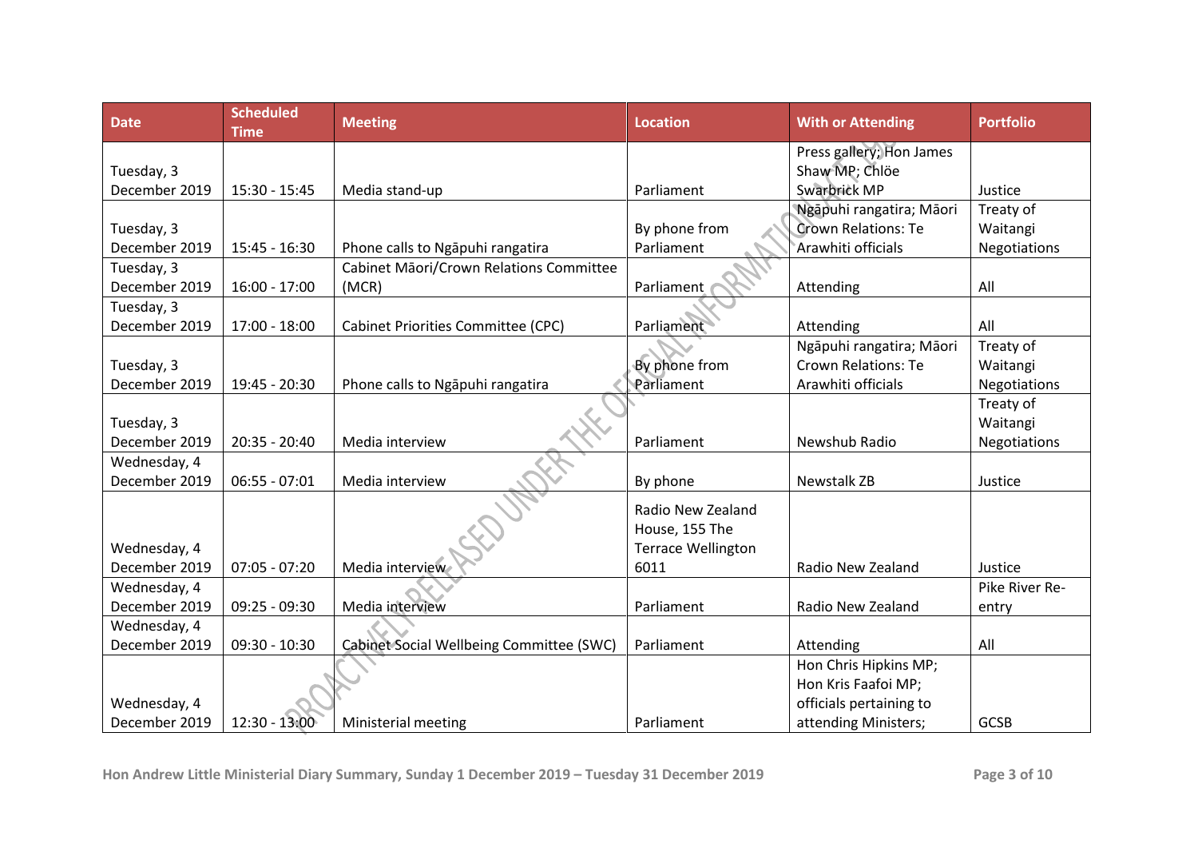| Date | Scheduled Time | Meeting | Location | With or Attending | Portfolio |
|---|---|---|---|---|---|
| Tuesday, 3 December 2019 | 15:30 - 15:45 | Media stand-up | Parliament | Press gallery; Hon James Shaw MP; Chlöe Swarbrick MP | Justice |
| Tuesday, 3 December 2019 | 15:45 - 16:30 | Phone calls to Ngāpuhi rangatira | By phone from Parliament | Ngāpuhi rangatira; Māori Crown Relations: Te Arawhiti officials | Treaty of Waitangi Negotiations |
| Tuesday, 3 December 2019 | 16:00 - 17:00 | Cabinet Māori/Crown Relations Committee (MCR) | Parliament | Attending | All |
| Tuesday, 3 December 2019 | 17:00 - 18:00 | Cabinet Priorities Committee (CPC) | Parliament | Attending | All |
| Tuesday, 3 December 2019 | 19:45 - 20:30 | Phone calls to Ngāpuhi rangatira | By phone from Parliament | Ngāpuhi rangatira; Māori Crown Relations: Te Arawhiti officials | Treaty of Waitangi Negotiations |
| Tuesday, 3 December 2019 | 20:35 - 20:40 | Media interview | Parliament | Newshub Radio | Treaty of Waitangi Negotiations |
| Wednesday, 4 December 2019 | 06:55 - 07:01 | Media interview | By phone | Newstalk ZB | Justice |
| Wednesday, 4 December 2019 | 07:05 - 07:20 | Media interview | Radio New Zealand House, 155 The Terrace Wellington 6011 | Radio New Zealand | Justice |
| Wednesday, 4 December 2019 | 09:25 - 09:30 | Media interview | Parliament | Radio New Zealand | Pike River Re-entry |
| Wednesday, 4 December 2019 | 09:30 - 10:30 | Cabinet Social Wellbeing Committee (SWC) | Parliament | Attending | All |
| Wednesday, 4 December 2019 | 12:30 - 13:00 | Ministerial meeting | Parliament | Hon Chris Hipkins MP; Hon Kris Faafoi MP; officials pertaining to attending Ministers; | GCSB |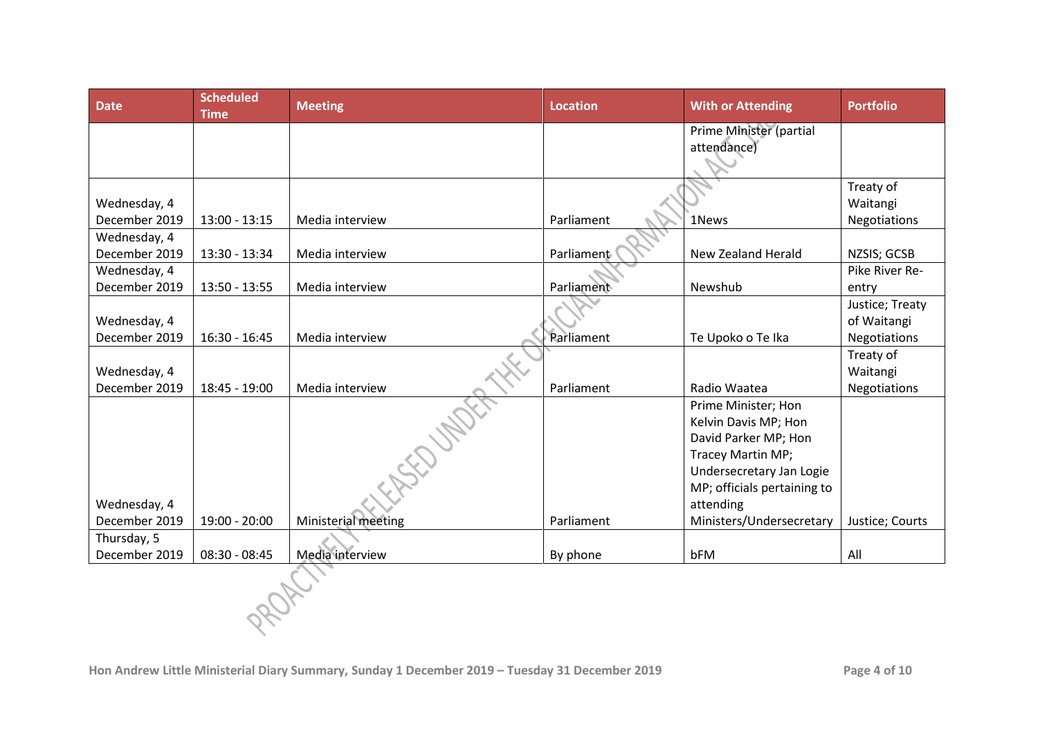| Date | Scheduled Time | Meeting | Location | With or Attending | Portfolio |
|---|---|---|---|---|---|
| | | | | Prime Minister (partial attendance) | |
| Wednesday, 4 December 2019 | 13:00 - 13:15 | Media interview | Parliament | 1News | Treaty of Waitangi Negotiations |
| Wednesday, 4 December 2019 | 13:30 - 13:34 | Media interview | Parliament | New Zealand Herald | NZSIS; GCSB |
| Wednesday, 4 December 2019 | 13:50 - 13:55 | Media interview | Parliament | Newshub | Pike River Re-entry |
| Wednesday, 4 December 2019 | 16:30 - 16:45 | Media interview | Parliament | Te Upoko o Te Ika | Justice; Treaty of Waitangi Negotiations |
| Wednesday, 4 December 2019 | 18:45 - 19:00 | Media interview | Parliament | Radio Waatea | Treaty of Waitangi Negotiations |
| Wednesday, 4 December 2019 | 19:00 - 20:00 | Ministerial meeting | Parliament | Prime Minister; Hon Kelvin Davis MP; Hon David Parker MP; Hon Tracey Martin MP; Undersecretary Jan Logie MP; officials pertaining to attending Ministers/Undersecretary | Justice; Courts |
| Thursday, 5 December 2019 | 08:30 - 08:45 | Media interview | By phone | bFM | All |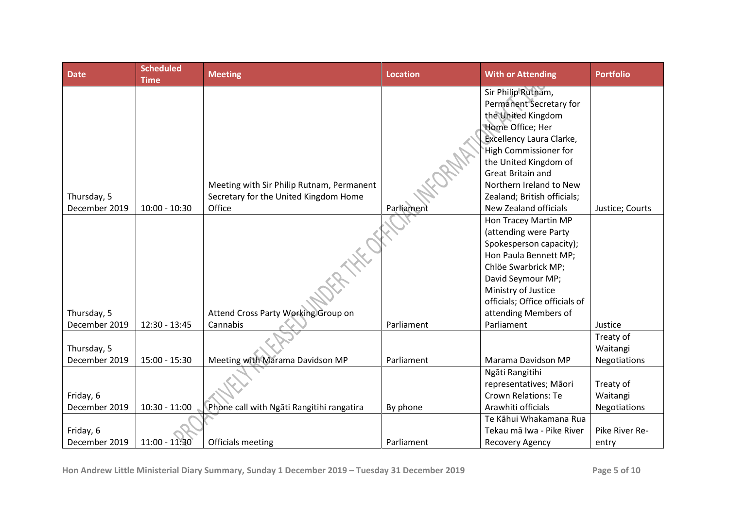| Date | Scheduled Time | Meeting | Location | With or Attending | Portfolio |
|---|---|---|---|---|---|
| Thursday, 5 December 2019 | 10:00 - 10:30 | Meeting with Sir Philip Rutnam, Permanent Secretary for the United Kingdom Home Office | Parliament | Sir Philip Rutnam, Permanent Secretary for the United Kingdom Home Office; Her Excellency Laura Clarke, High Commissioner for the United Kingdom of Great Britain and Northern Ireland to New Zealand; British officials; New Zealand officials | Justice; Courts |
| Thursday, 5 December 2019 | 12:30 - 13:45 | Attend Cross Party Working Group on Cannabis | Parliament | Hon Tracey Martin MP (attending were Party Spokesperson capacity); Hon Paula Bennett MP; Chlöe Swarbrick MP; David Seymour MP; Ministry of Justice officials; Office officials of attending Members of Parliament | Justice |
| Thursday, 5 December 2019 | 15:00 - 15:30 | Meeting with Marama Davidson MP | Parliament | Marama Davidson MP | Treaty of Waitangi Negotiations |
| Friday, 6 December 2019 | 10:30 - 11:00 | Phone call with Ngāti Rangitihi rangatira | By phone | Ngāti Rangitihi representatives; Māori Crown Relations: Te Arawhiti officials | Treaty of Waitangi Negotiations |
| Friday, 6 December 2019 | 11:00 - 11:30 | Officials meeting | Parliament | Te Kāhui Whakamana Rua Tekau mā Iwa - Pike River Recovery Agency | Pike River Re-entry |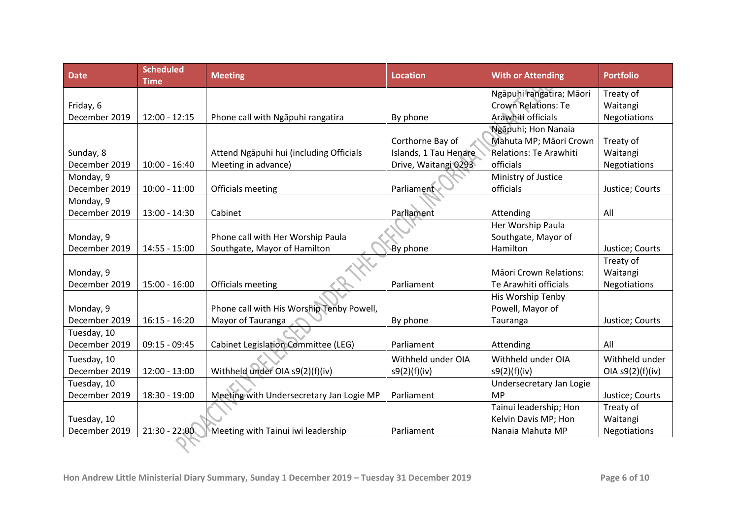| Date | Scheduled Time | Meeting | Location | With or Attending | Portfolio |
|---|---|---|---|---|---|
| Friday, 6 December 2019 | 12:00 - 12:15 | Phone call with Ngāpuhi rangatira | By phone | Ngāpuhi rangatira; Māori Crown Relations: Te Arawhiti officials | Treaty of Waitangi Negotiations |
| Sunday, 8 December 2019 | 10:00 - 16:40 | Attend Ngāpuhi hui (including Officials Meeting in advance) | Corthorne Bay of Islands, 1 Tau Henare Drive, Waitangi 0293 | Ngāpuhi; Hon Nanaia Mahuta MP; Māori Crown Relations: Te Arawhiti officials | Treaty of Waitangi Negotiations |
| Monday, 9 December 2019 | 10:00 - 11:00 | Officials meeting | Parliament | Ministry of Justice officials | Justice; Courts |
| Monday, 9 December 2019 | 13:00 - 14:30 | Cabinet | Parliament | Attending | All |
| Monday, 9 December 2019 | 14:55 - 15:00 | Phone call with Her Worship Paula Southgate, Mayor of Hamilton | By phone | Her Worship Paula Southgate, Mayor of Hamilton | Justice; Courts |
| Monday, 9 December 2019 | 15:00 - 16:00 | Officials meeting | Parliament | Māori Crown Relations: Te Arawhiti officials | Treaty of Waitangi Negotiations |
| Monday, 9 December 2019 | 16:15 - 16:20 | Phone call with His Worship Tenby Powell, Mayor of Tauranga | By phone | His Worship Tenby Powell, Mayor of Tauranga | Justice; Courts |
| Tuesday, 10 December 2019 | 09:15 - 09:45 | Cabinet Legislation Committee (LEG) | Parliament | Attending | All |
| Tuesday, 10 December 2019 | 12:00 - 13:00 | Withheld under OIA s9(2)(f)(iv) | Withheld under OIA s9(2)(f)(iv) | Withheld under OIA s9(2)(f)(iv) | Withheld under OIA s9(2)(f)(iv) |
| Tuesday, 10 December 2019 | 18:30 - 19:00 | Meeting with Undersecretary Jan Logie MP | Parliament | Undersecretary Jan Logie MP | Justice; Courts |
| Tuesday, 10 December 2019 | 21:30 - 22:00 | Meeting with Tainui iwi leadership | Parliament | Tainui leadership; Hon Kelvin Davis MP; Hon Nanaia Mahuta MP | Treaty of Waitangi Negotiations |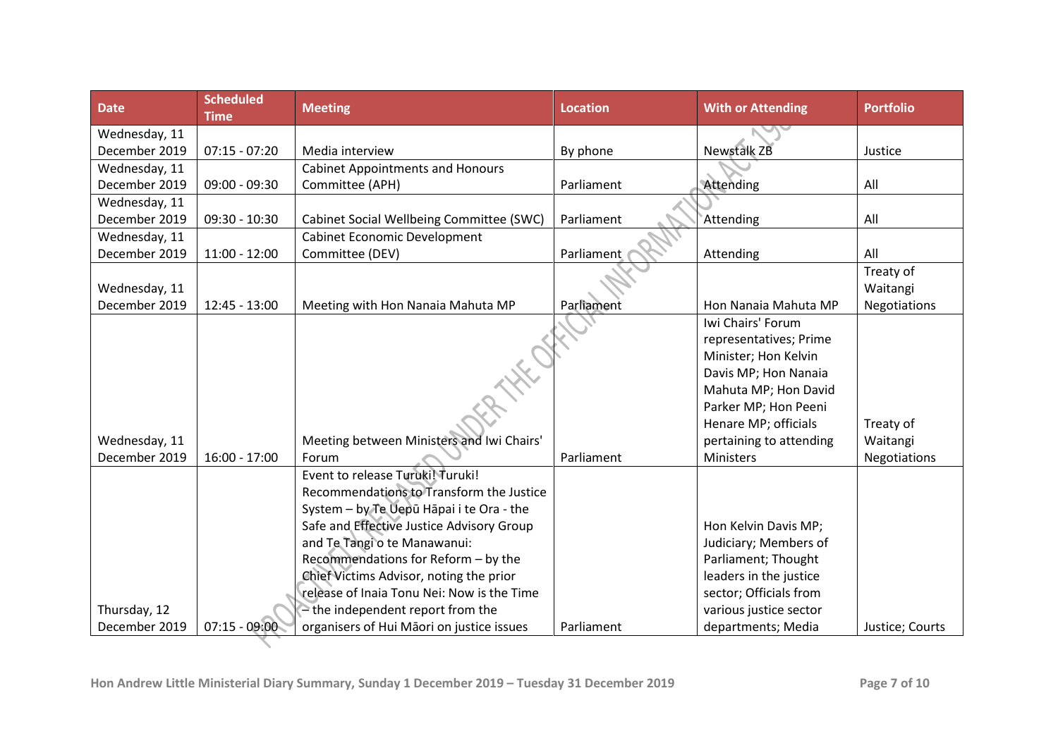| Date | Scheduled Time | Meeting | Location | With or Attending | Portfolio |
| --- | --- | --- | --- | --- | --- |
| Wednesday, 11 December 2019 | 07:15 - 07:20 | Media interview | By phone | Newstalk ZB | Justice |
| Wednesday, 11 December 2019 | 09:00 - 09:30 | Cabinet Appointments and Honours Committee (APH) | Parliament | Attending | All |
| Wednesday, 11 December 2019 | 09:30 - 10:30 | Cabinet Social Wellbeing Committee (SWC) | Parliament | Attending | All |
| Wednesday, 11 December 2019 | 11:00 - 12:00 | Cabinet Economic Development Committee (DEV) | Parliament | Attending | All |
| Wednesday, 11 December 2019 | 12:45 - 13:00 | Meeting with Hon Nanaia Mahuta MP | Parliament | Hon Nanaia Mahuta MP | Treaty of Waitangi Negotiations |
| Wednesday, 11 December 2019 | 16:00 - 17:00 | Meeting between Ministers and Iwi Chairs' Forum | Parliament | Iwi Chairs' Forum representatives; Prime Minister; Hon Kelvin Davis MP; Hon Nanaia Mahuta MP; Hon David Parker MP; Hon Peeni Henare MP; officials pertaining to attending Ministers | Treaty of Waitangi Negotiations |
| Thursday, 12 December 2019 | 07:15 - 09:00 | Event to release Turuki! Turuki! Recommendations to Transform the Justice System – by Te Uepū Hāpai i te Ora - the Safe and Effective Justice Advisory Group and Te Tangi o te Manawanui: Recommendations for Reform – by the Chief Victims Advisor, noting the prior release of Inaia Tonu Nei: Now is the Time – the independent report from the organisers of Hui Māori on justice issues | Parliament | Hon Kelvin Davis MP; Judiciary; Members of Parliament; Thought leaders in the justice sector; Officials from various justice sector departments; Media | Justice; Courts |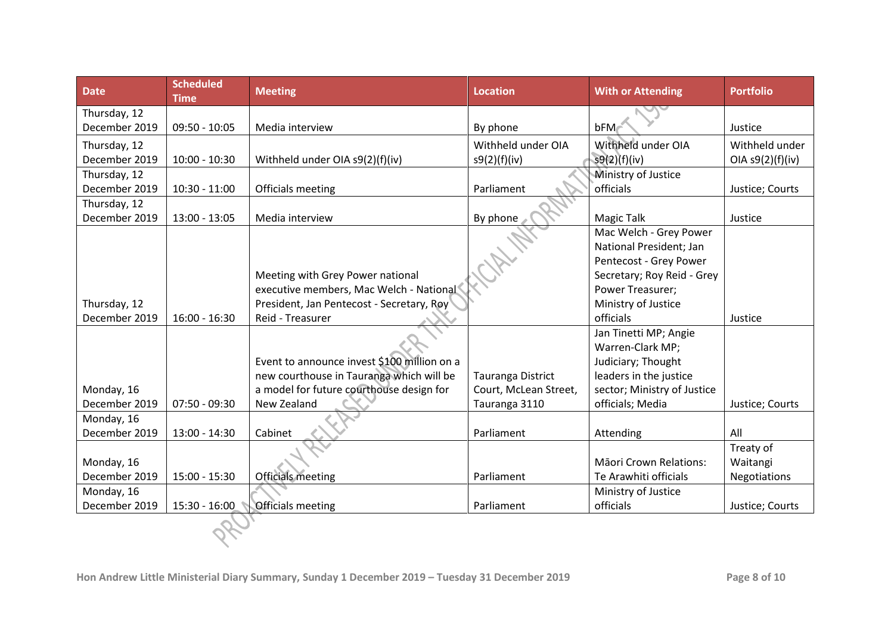| Date | Scheduled Time | Meeting | Location | With or Attending | Portfolio |
|---|---|---|---|---|---|
| Thursday, 12 December 2019 | 09:50 - 10:05 | Media interview | By phone | bFM | Justice |
| Thursday, 12 December 2019 | 10:00 - 10:30 | Withheld under OIA s9(2)(f)(iv) | Withheld under OIA s9(2)(f)(iv) | Withheld under OIA s9(2)(f)(iv) | Withheld under OIA s9(2)(f)(iv) |
| Thursday, 12 December 2019 | 10:30 - 11:00 | Officials meeting | Parliament | Ministry of Justice officials | Justice; Courts |
| Thursday, 12 December 2019 | 13:00 - 13:05 | Media interview | By phone | Magic Talk | Justice |
| Thursday, 12 December 2019 | 16:00 - 16:30 | Meeting with Grey Power national executive members, Mac Welch - National President, Jan Pentecost - Secretary, Roy Reid - Treasurer | | Mac Welch - Grey Power National President; Jan Pentecost - Grey Power Secretary; Roy Reid - Grey Power Treasurer; Ministry of Justice officials | Justice |
| Monday, 16 December 2019 | 07:50 - 09:30 | Event to announce invest $100 million on a new courthouse in Tauranga which will be a model for future courthouse design for New Zealand | Tauranga District Court, McLean Street, Tauranga 3110 | Jan Tinetti MP; Angie Warren-Clark MP; Judiciary; Thought leaders in the justice sector; Ministry of Justice officials; Media | Justice; Courts |
| Monday, 16 December 2019 | 13:00 - 14:30 | Cabinet | Parliament | Attending | All |
| Monday, 16 December 2019 | 15:00 - 15:30 | Officials meeting | Parliament | Māori Crown Relations: Te Arawhiti officials | Treaty of Waitangi Negotiations |
| Monday, 16 December 2019 | 15:30 - 16:00 | Officials meeting | Parliament | Ministry of Justice officials | Justice; Courts |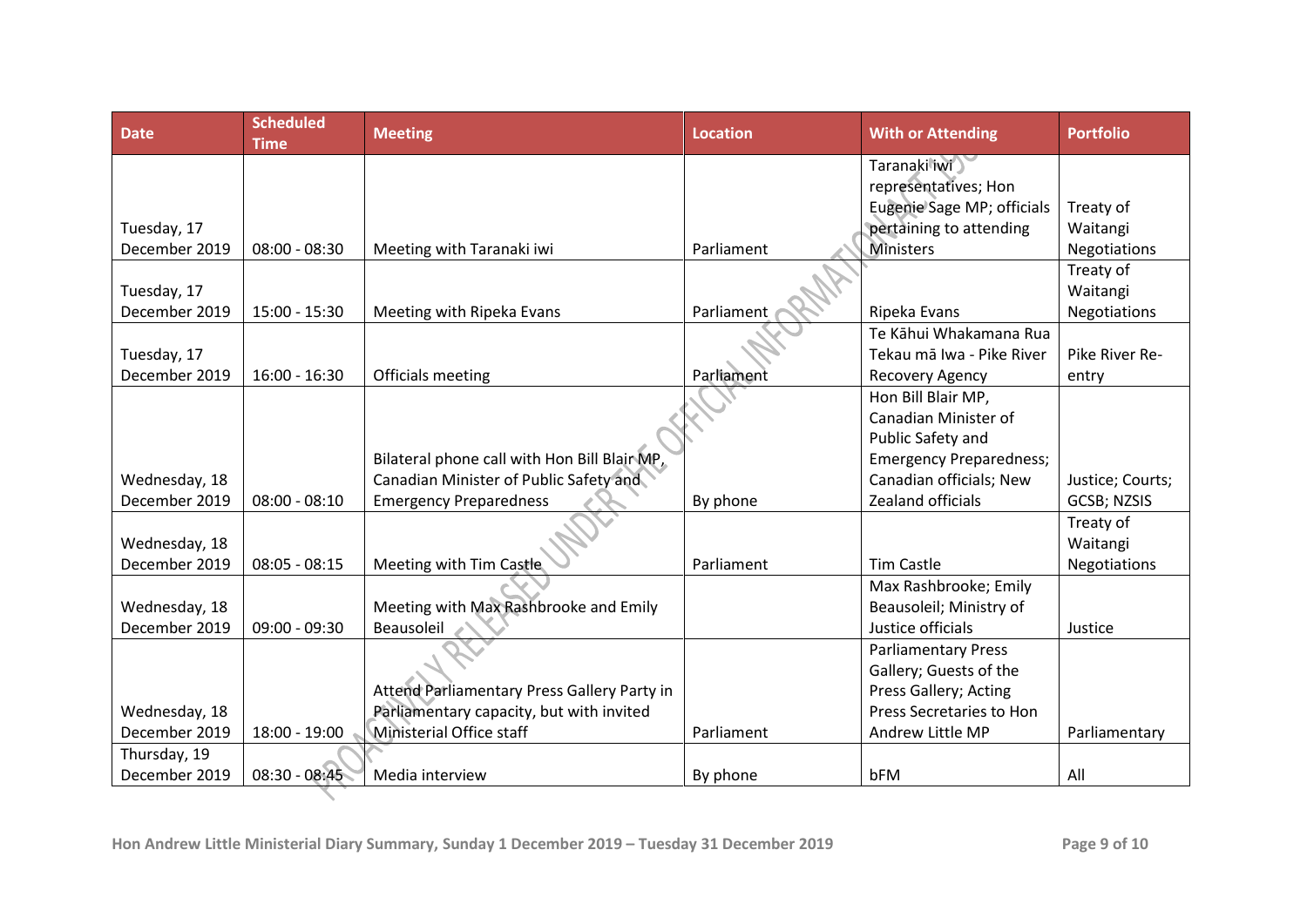| Date | Scheduled Time | Meeting | Location | With or Attending | Portfolio |
|---|---|---|---|---|---|
| Tuesday, 17 December 2019 | 08:00 - 08:30 | Meeting with Taranaki iwi | Parliament | Taranaki iwi representatives; Hon Eugenie Sage MP; officials pertaining to attending Ministers | Treaty of Waitangi Negotiations |
| Tuesday, 17 December 2019 | 15:00 - 15:30 | Meeting with Ripeka Evans | Parliament | Ripeka Evans | Treaty of Waitangi Negotiations |
| Tuesday, 17 December 2019 | 16:00 - 16:30 | Officials meeting | Parliament | Te Kāhui Whakamana Rua Tekau mā Iwa - Pike River Recovery Agency | Pike River Re-entry |
| Wednesday, 18 December 2019 | 08:00 - 08:10 | Bilateral phone call with Hon Bill Blair MP, Canadian Minister of Public Safety and Emergency Preparedness | By phone | Hon Bill Blair MP, Canadian Minister of Public Safety and Emergency Preparedness; Canadian officials; New Zealand officials | Justice; Courts; GCSB; NZSIS |
| Wednesday, 18 December 2019 | 08:05 - 08:15 | Meeting with Tim Castle | Parliament | Tim Castle | Treaty of Waitangi Negotiations |
| Wednesday, 18 December 2019 | 09:00 - 09:30 | Meeting with Max Rashbrooke and Emily Beausoleil | | Max Rashbrooke; Emily Beausoleil; Ministry of Justice officials | Justice |
| Wednesday, 18 December 2019 | 18:00 - 19:00 | Attend Parliamentary Press Gallery Party in Parliamentary capacity, but with invited Ministerial Office staff | Parliament | Parliamentary Press Gallery; Guests of the Press Gallery; Acting Press Secretaries to Hon Andrew Little MP | Parliamentary |
| Thursday, 19 December 2019 | 08:30 - 08:45 | Media interview | By phone | bFM | All |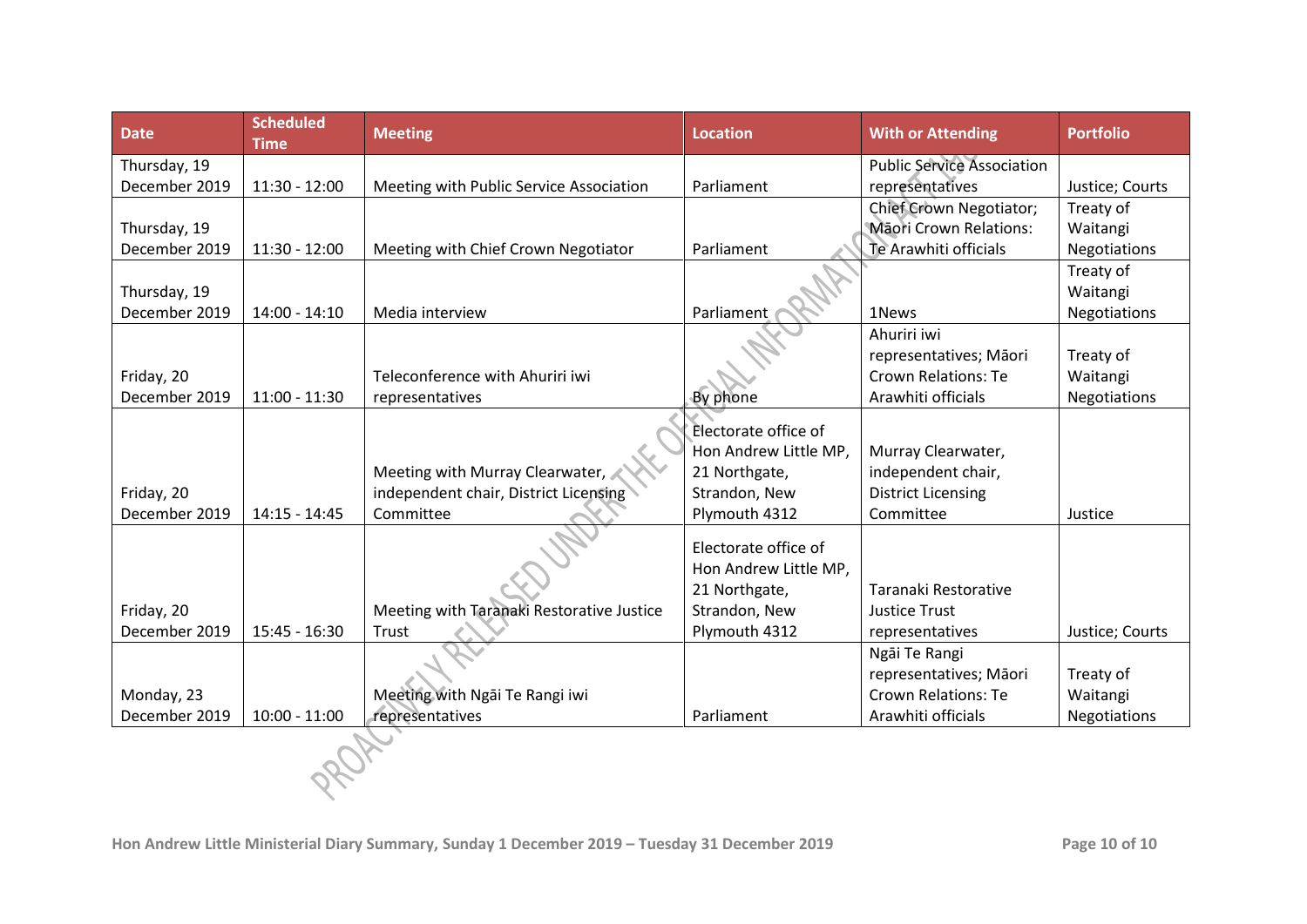| Date | Scheduled Time | Meeting | Location | With or Attending | Portfolio |
|---|---|---|---|---|---|
| Thursday, 19 December 2019 | 11:30 - 12:00 | Meeting with Public Service Association | Parliament | Public Service Association representatives | Justice; Courts |
| Thursday, 19 December 2019 | 11:30 - 12:00 | Meeting with Chief Crown Negotiator | Parliament | Chief Crown Negotiator; Māori Crown Relations: Te Arawhiti officials | Treaty of Waitangi Negotiations |
| Thursday, 19 December 2019 | 14:00 - 14:10 | Media interview | Parliament | 1News | Treaty of Waitangi Negotiations |
| Friday, 20 December 2019 | 11:00 - 11:30 | Teleconference with Ahuriri iwi representatives | By phone | Ahuriri iwi representatives; Māori Crown Relations: Te Arawhiti officials | Treaty of Waitangi Negotiations |
| Friday, 20 December 2019 | 14:15 - 14:45 | Meeting with Murray Clearwater, independent chair, District Licensing Committee | Electorate office of Hon Andrew Little MP, 21 Northgate, Strandon, New Plymouth 4312 | Murray Clearwater, independent chair, District Licensing Committee | Justice |
| Friday, 20 December 2019 | 15:45 - 16:30 | Meeting with Taranaki Restorative Justice Trust | Electorate office of Hon Andrew Little MP, 21 Northgate, Strandon, New Plymouth 4312 | Taranaki Restorative Justice Trust representatives | Justice; Courts |
| Monday, 23 December 2019 | 10:00 - 11:00 | Meeting with Ngāi Te Rangi iwi representatives | Parliament | Ngāi Te Rangi representatives; Māori Crown Relations: Te Arawhiti officials | Treaty of Waitangi Negotiations |